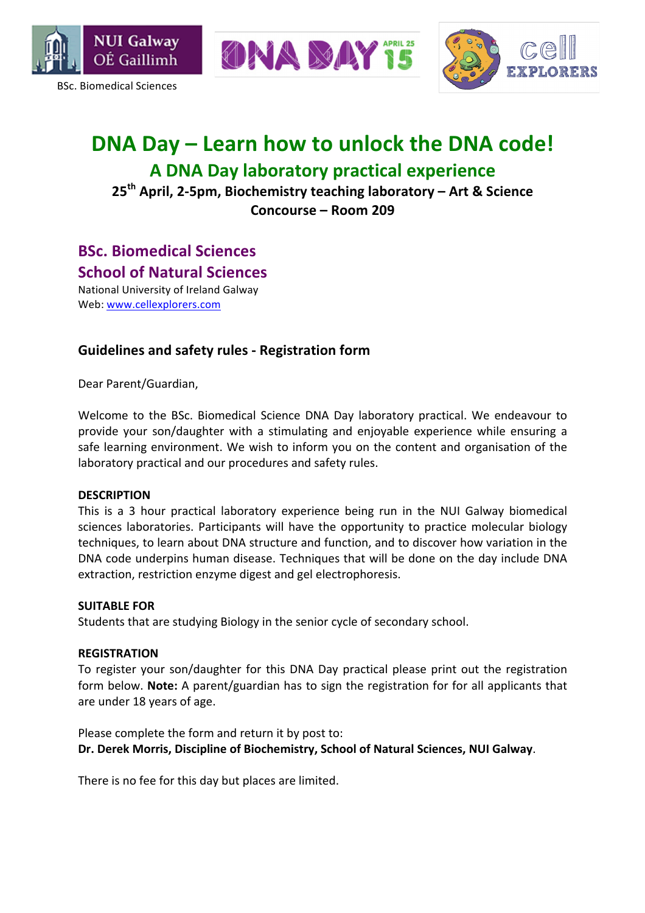NUI Galway OÉ Gaillimh

BSc. Biomedical Sciences

DNA DAY APRIL 25 15

cell EXPLORERS

# DNA Day – Learn how to unlock the DNA code!

## A DNA Day laboratory practical experience

**25th April, 2-5pm, Biochemistry teaching laboratory – Art & Science Concourse – Room 209**

## BSc. Biomedical Sciences
## School of Natural Sciences

National University of Ireland Galway
Web: www.cellexplorers.com

### Guidelines and safety rules - Registration form

Dear Parent/Guardian,

Welcome to the BSc. Biomedical Science DNA Day laboratory practical. We endeavour to provide your son/daughter with a stimulating and enjoyable experience while ensuring a safe learning environment. We wish to inform you on the content and organisation of the laboratory practical and our procedures and safety rules.

**DESCRIPTION**

This is a 3 hour practical laboratory experience being run in the NUI Galway biomedical sciences laboratories. Participants will have the opportunity to practice molecular biology techniques, to learn about DNA structure and function, and to discover how variation in the DNA code underpins human disease. Techniques that will be done on the day include DNA extraction, restriction enzyme digest and gel electrophoresis.

**SUITABLE FOR**

Students that are studying Biology in the senior cycle of secondary school.

**REGISTRATION**

To register your son/daughter for this DNA Day practical please print out the registration form below. **Note:** A parent/guardian has to sign the registration for for all applicants that are under 18 years of age.

Please complete the form and return it by post to:
**Dr. Derek Morris, Discipline of Biochemistry, School of Natural Sciences, NUI Galway**.

There is no fee for this day but places are limited.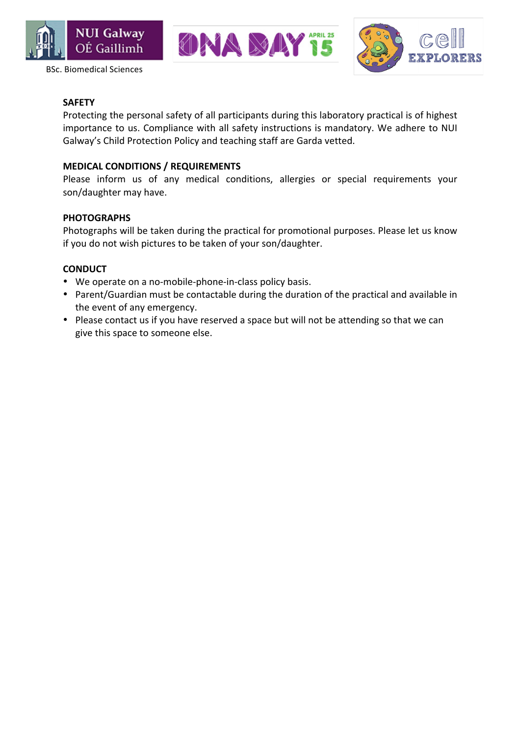## SAFETY

Protecting the personal safety of all participants during this laboratory practical is of highest importance to us. Compliance with all safety instructions is mandatory. We adhere to NUI Galway's Child Protection Policy and teaching staff are Garda vetted.

## MEDICAL CONDITIONS / REQUIREMENTS

Please inform us of any medical conditions, allergies or special requirements your son/daughter may have.

## PHOTOGRAPHS

Photographs will be taken during the practical for promotional purposes. Please let us know if you do not wish pictures to be taken of your son/daughter.

## CONDUCT

- We operate on a no-mobile-phone-in-class policy basis.
- Parent/Guardian must be contactable during the duration of the practical and available in the event of any emergency.
- Please contact us if you have reserved a space but will not be attending so that we can give this space to someone else.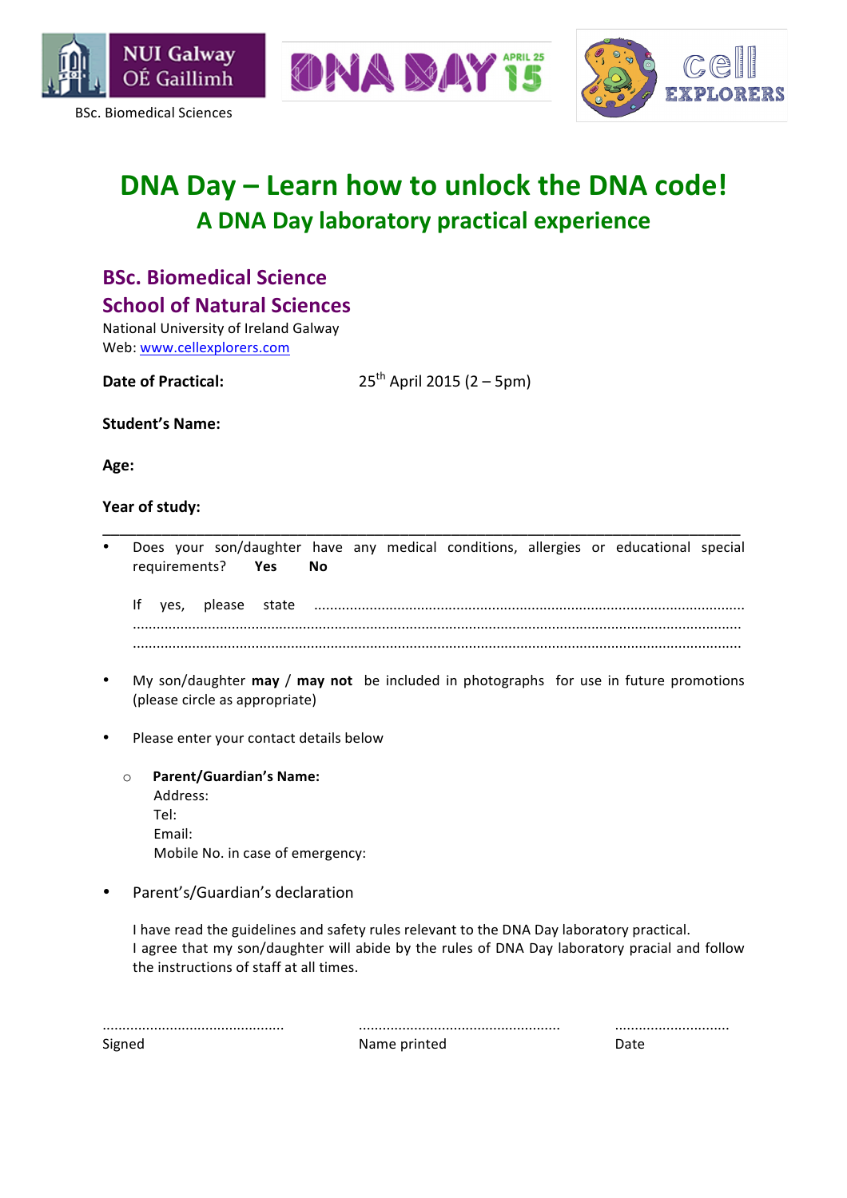BSc. Biomedical Sciences

# DNA Day – Learn how to unlock the DNA code!

## A DNA Day laboratory practical experience

### BSc. Biomedical Science
### School of Natural Sciences

National University of Ireland Galway
Web: www.cellexplorers.com

**Date of Practical:** 25th April 2015 (2 – 5pm)

**Student's Name:**

**Age:**

**Year of study:**

---

- Does your son/daughter have any medical conditions, allergies or educational special requirements? **Yes** **No**

  If yes, please state ..........................................................................................................
  ...............................................................................................................................................
  ...............................................................................................................................................

- My son/daughter **may** / **may not** be included in photographs for use in future promotions (please circle as appropriate)

- Please enter your contact details below

  - **Parent/Guardian's Name:**
    Address:
    Tel:
    Email:
    Mobile No. in case of emergency:

- Parent's/Guardian's declaration

  I have read the guidelines and safety rules relevant to the DNA Day laboratory practical.
  I agree that my son/daughter will abide by the rules of DNA Day laboratory pracial and follow the instructions of staff at all times.

............................................. ................................................... ............................
Signed Name printed Date